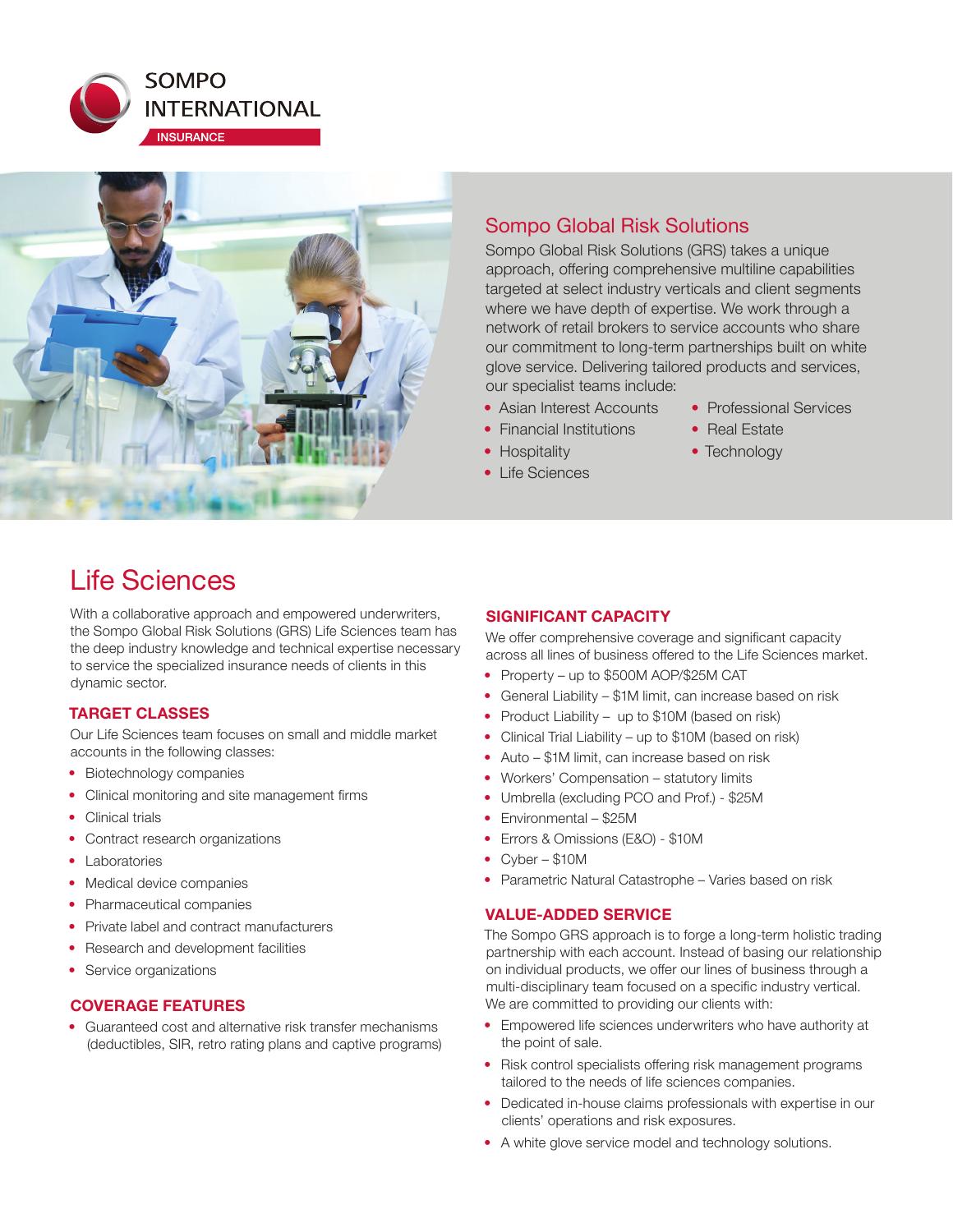SOMPO INTERNATIONAL

INSURANCE

## Sompo Global Risk Solutions

Sompo Global Risk Solutions (GRS) takes a unique approach, offering comprehensive multiline capabilities targeted at select industry verticals and client segments where we have depth of expertise. We work through a network of retail brokers to service accounts who share our commitment to long-term partnerships built on white glove service. Delivering tailored products and services, our specialist teams include:

- Asian Interest Accounts
- Financial Institutions
- Hospitality
- Life Sciences
- Professional Services
- Real Estate
- Technology

# Life Sciences

With a collaborative approach and empowered underwriters, the Sompo Global Risk Solutions (GRS) Life Sciences team has the deep industry knowledge and technical expertise necessary to service the specialized insurance needs of clients in this dynamic sector.

### TARGET CLASSES

Our Life Sciences team focuses on small and middle market accounts in the following classes:

- Biotechnology companies
- Clinical monitoring and site management firms
- Clinical trials
- Contract research organizations
- Laboratories
- Medical device companies
- Pharmaceutical companies
- Private label and contract manufacturers
- Research and development facilities
- Service organizations

### COVERAGE FEATURES

- Guaranteed cost and alternative risk transfer mechanisms (deductibles, SIR, retro rating plans and captive programs)

### SIGNIFICANT CAPACITY

We offer comprehensive coverage and significant capacity across all lines of business offered to the Life Sciences market.

- Property – up to $500M AOP/$25M CAT
- General Liability – $1M limit, can increase based on risk
- Product Liability – up to $10M (based on risk)
- Clinical Trial Liability – up to $10M (based on risk)
- Auto – $1M limit, can increase based on risk
- Workers' Compensation – statutory limits
- Umbrella (excluding PCO and Prof.) - $25M
- Environmental – $25M
- Errors & Omissions (E&O) - $10M
- Cyber – $10M
- Parametric Natural Catastrophe – Varies based on risk

### VALUE-ADDED SERVICE

The Sompo GRS approach is to forge a long-term holistic trading partnership with each account. Instead of basing our relationship on individual products, we offer our lines of business through a multi-disciplinary team focused on a specific industry vertical. We are committed to providing our clients with:

- Empowered life sciences underwriters who have authority at the point of sale.
- Risk control specialists offering risk management programs tailored to the needs of life sciences companies.
- Dedicated in-house claims professionals with expertise in our clients' operations and risk exposures.
- A white glove service model and technology solutions.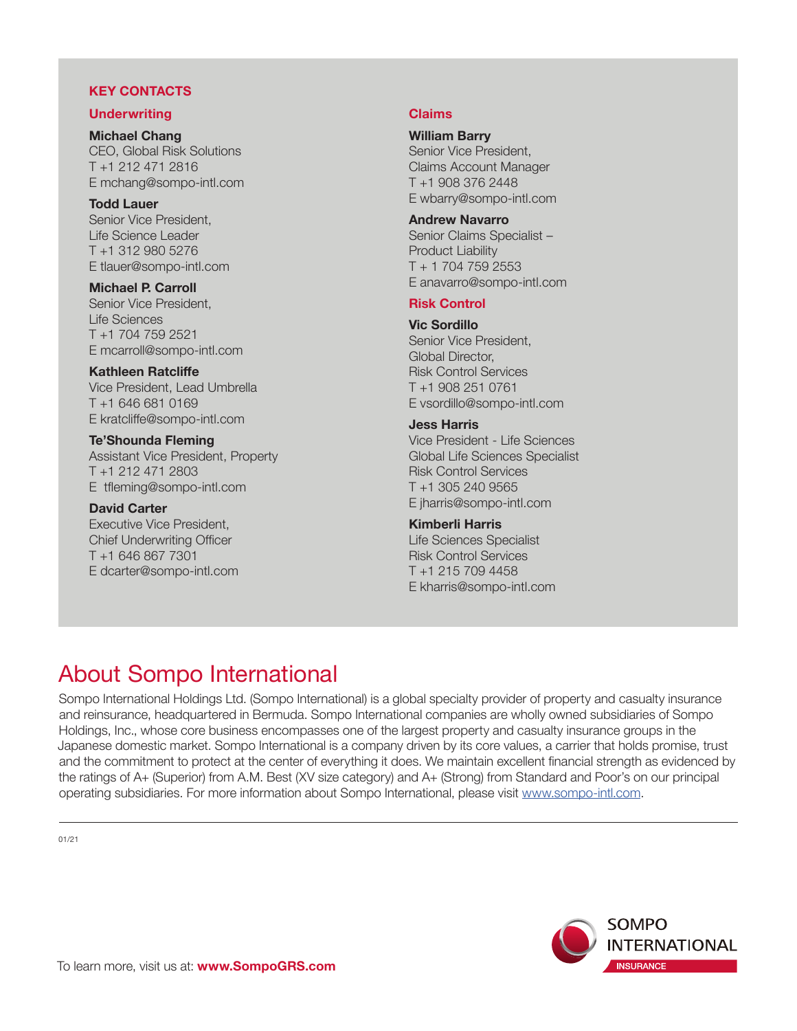## KEY CONTACTS

### Underwriting

**Michael Chang**
CEO, Global Risk Solutions
T +1 212 471 2816
E mchang@sompo-intl.com

**Todd Lauer**
Senior Vice President,
Life Science Leader
T +1 312 980 5276
E tlauer@sompo-intl.com

**Michael P. Carroll**
Senior Vice President,
Life Sciences
T +1 704 759 2521
E mcarroll@sompo-intl.com

**Kathleen Ratcliffe**
Vice President, Lead Umbrella
T +1 646 681 0169
E kratcliffe@sompo-intl.com

**Te'Shounda Fleming**
Assistant Vice President, Property
T +1 212 471 2803
E tfleming@sompo-intl.com

**David Carter**
Executive Vice President,
Chief Underwriting Officer
T +1 646 867 7301
E dcarter@sompo-intl.com

### Claims

**William Barry**
Senior Vice President,
Claims Account Manager
T +1 908 376 2448
E wbarry@sompo-intl.com

**Andrew Navarro**
Senior Claims Specialist –
Product Liability
T + 1 704 759 2553
E anavarro@sompo-intl.com

### Risk Control

**Vic Sordillo**
Senior Vice President,
Global Director,
Risk Control Services
T +1 908 251 0761
E vsordillo@sompo-intl.com

**Jess Harris**
Vice President - Life Sciences
Global Life Sciences Specialist
Risk Control Services
T +1 305 240 9565
E jharris@sompo-intl.com

**Kimberli Harris**
Life Sciences Specialist
Risk Control Services
T +1 215 709 4458
E kharris@sompo-intl.com

# About Sompo International

Sompo International Holdings Ltd. (Sompo International) is a global specialty provider of property and casualty insurance and reinsurance, headquartered in Bermuda. Sompo International companies are wholly owned subsidiaries of Sompo Holdings, Inc., whose core business encompasses one of the largest property and casualty insurance groups in the Japanese domestic market. Sompo International is a company driven by its core values, a carrier that holds promise, trust and the commitment to protect at the center of everything it does. We maintain excellent financial strength as evidenced by the ratings of A+ (Superior) from A.M. Best (XV size category) and A+ (Strong) from Standard and Poor's on our principal operating subsidiaries. For more information about Sompo International, please visit www.sompo-intl.com.

01/21

To learn more, visit us at: **www.SompoGRS.com**

SOMPO INTERNATIONAL
INSURANCE